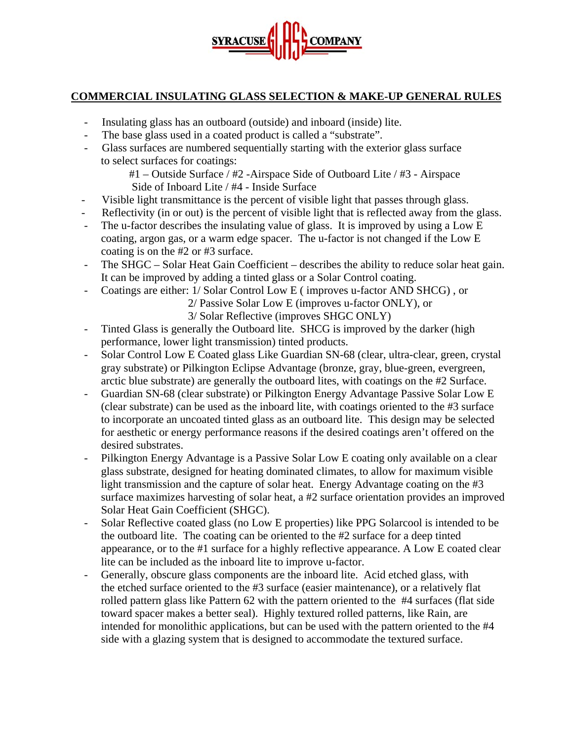SYRACUSE GLASS COMPANY

## COMMERCIAL INSULATING GLASS SELECTION & MAKE-UP GENERAL RULES

- Insulating glass has an outboard (outside) and inboard (inside) lite.
- The base glass used in a coated product is called a "substrate".
- Glass surfaces are numbered sequentially starting with the exterior glass surface to select surfaces for coatings:

  #1 – Outside Surface / #2 -Airspace Side of Outboard Lite / #3 - Airspace Side of Inboard Lite / #4 - Inside Surface
- Visible light transmittance is the percent of visible light that passes through glass.
- Reflectivity (in or out) is the percent of visible light that is reflected away from the glass.
- The u-factor describes the insulating value of glass. It is improved by using a Low E coating, argon gas, or a warm edge spacer. The u-factor is not changed if the Low E coating is on the #2 or #3 surface.
- The SHGC – Solar Heat Gain Coefficient – describes the ability to reduce solar heat gain. It can be improved by adding a tinted glass or a Solar Control coating.
- Coatings are either: 1/ Solar Control Low E ( improves u-factor AND SHCG) , or

  2/ Passive Solar Low E (improves u-factor ONLY), or

  3/ Solar Reflective (improves SHGC ONLY)
- Tinted Glass is generally the Outboard lite. SHCG is improved by the darker (high performance, lower light transmission) tinted products.
- Solar Control Low E Coated glass Like Guardian SN-68 (clear, ultra-clear, green, crystal gray substrate) or Pilkington Eclipse Advantage (bronze, gray, blue-green, evergreen, arctic blue substrate) are generally the outboard lites, with coatings on the #2 Surface.
- Guardian SN-68 (clear substrate) or Pilkington Energy Advantage Passive Solar Low E (clear substrate) can be used as the inboard lite, with coatings oriented to the #3 surface to incorporate an uncoated tinted glass as an outboard lite. This design may be selected for aesthetic or energy performance reasons if the desired coatings aren't offered on the desired substrates.
- Pilkington Energy Advantage is a Passive Solar Low E coating only available on a clear glass substrate, designed for heating dominated climates, to allow for maximum visible light transmission and the capture of solar heat. Energy Advantage coating on the #3 surface maximizes harvesting of solar heat, a #2 surface orientation provides an improved Solar Heat Gain Coefficient (SHGC).
- Solar Reflective coated glass (no Low E properties) like PPG Solarcool is intended to be the outboard lite. The coating can be oriented to the #2 surface for a deep tinted appearance, or to the #1 surface for a highly reflective appearance. A Low E coated clear lite can be included as the inboard lite to improve u-factor.
- Generally, obscure glass components are the inboard lite. Acid etched glass, with the etched surface oriented to the #3 surface (easier maintenance), or a relatively flat rolled pattern glass like Pattern 62 with the pattern oriented to the #4 surfaces (flat side toward spacer makes a better seal). Highly textured rolled patterns, like Rain, are intended for monolithic applications, but can be used with the pattern oriented to the #4 side with a glazing system that is designed to accommodate the textured surface.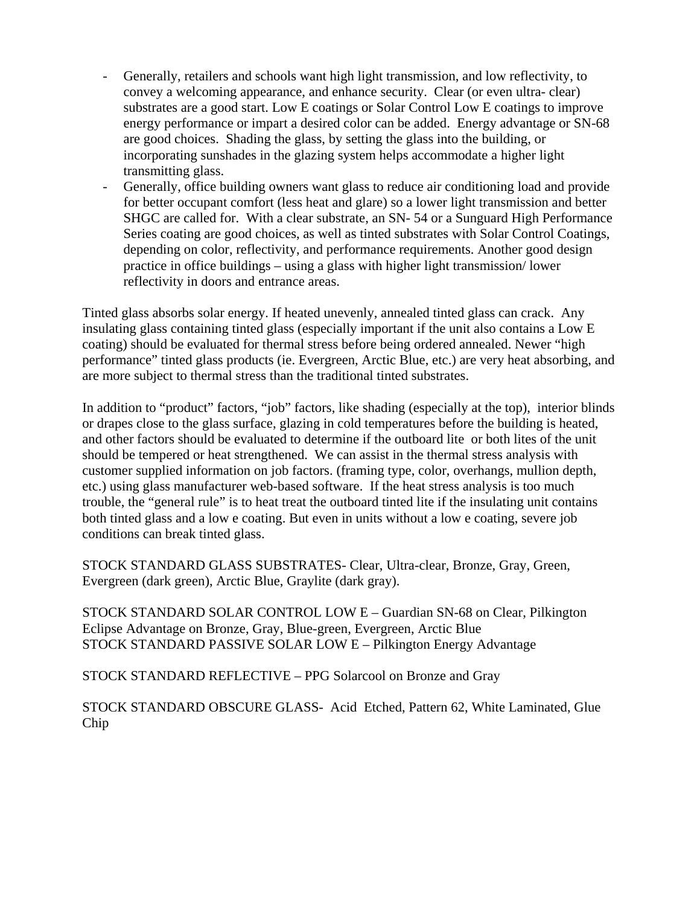- Generally, retailers and schools want high light transmission, and low reflectivity, to convey a welcoming appearance, and enhance security. Clear (or even ultra- clear) substrates are a good start. Low E coatings or Solar Control Low E coatings to improve energy performance or impart a desired color can be added. Energy advantage or SN-68 are good choices. Shading the glass, by setting the glass into the building, or incorporating sunshades in the glazing system helps accommodate a higher light transmitting glass.
- Generally, office building owners want glass to reduce air conditioning load and provide for better occupant comfort (less heat and glare) so a lower light transmission and better SHGC are called for. With a clear substrate, an SN- 54 or a Sunguard High Performance Series coating are good choices, as well as tinted substrates with Solar Control Coatings, depending on color, reflectivity, and performance requirements. Another good design practice in office buildings – using a glass with higher light transmission/ lower reflectivity in doors and entrance areas.

Tinted glass absorbs solar energy. If heated unevenly, annealed tinted glass can crack. Any insulating glass containing tinted glass (especially important if the unit also contains a Low E coating) should be evaluated for thermal stress before being ordered annealed. Newer "high performance" tinted glass products (ie. Evergreen, Arctic Blue, etc.) are very heat absorbing, and are more subject to thermal stress than the traditional tinted substrates.

In addition to "product" factors, "job" factors, like shading (especially at the top), interior blinds or drapes close to the glass surface, glazing in cold temperatures before the building is heated, and other factors should be evaluated to determine if the outboard lite or both lites of the unit should be tempered or heat strengthened. We can assist in the thermal stress analysis with customer supplied information on job factors. (framing type, color, overhangs, mullion depth, etc.) using glass manufacturer web-based software. If the heat stress analysis is too much trouble, the "general rule" is to heat treat the outboard tinted lite if the insulating unit contains both tinted glass and a low e coating. But even in units without a low e coating, severe job conditions can break tinted glass.

STOCK STANDARD GLASS SUBSTRATES- Clear, Ultra-clear, Bronze, Gray, Green, Evergreen (dark green), Arctic Blue, Graylite (dark gray).

STOCK STANDARD SOLAR CONTROL LOW E – Guardian SN-68 on Clear, Pilkington Eclipse Advantage on Bronze, Gray, Blue-green, Evergreen, Arctic Blue
STOCK STANDARD PASSIVE SOLAR LOW E – Pilkington Energy Advantage

STOCK STANDARD REFLECTIVE – PPG Solarcool on Bronze and Gray

STOCK STANDARD OBSCURE GLASS- Acid Etched, Pattern 62, White Laminated, Glue Chip